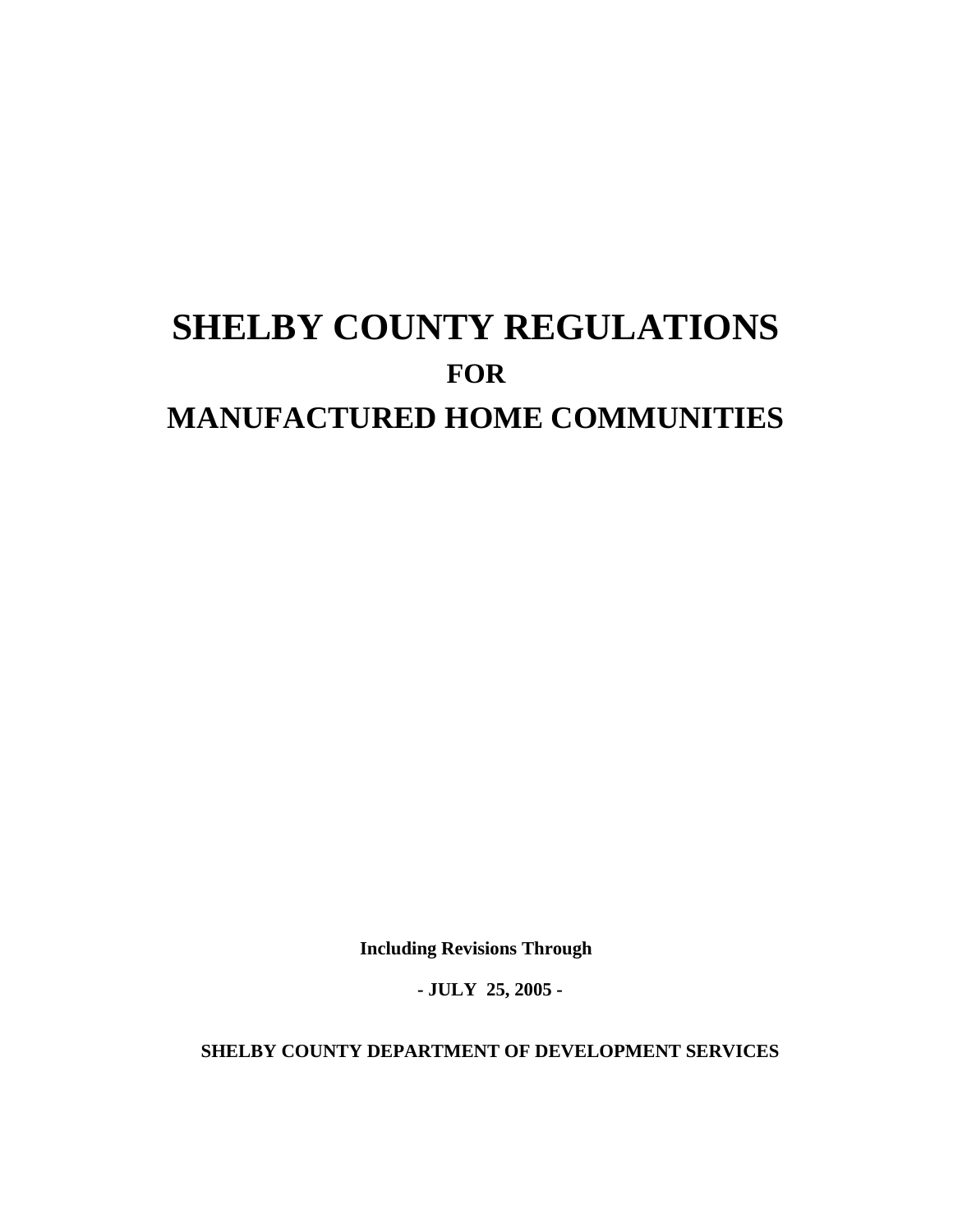# SHELBY COUNTY REGULATIONS

## FOR

# MANUFACTURED HOME COMMUNITIES

**Including Revisions Through**

**- JULY 25, 2005 -**

**SHELBY COUNTY DEPARTMENT OF DEVELOPMENT SERVICES**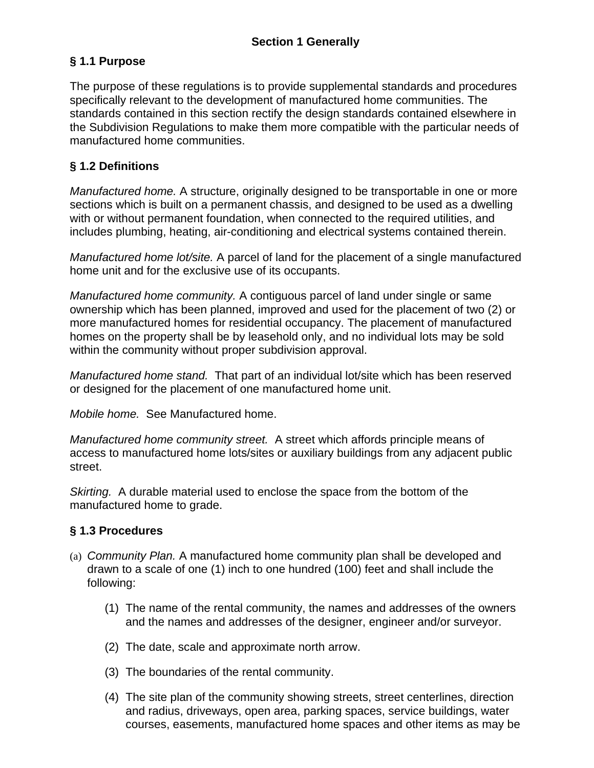# Section 1 Generally

## § 1.1 Purpose

The purpose of these regulations is to provide supplemental standards and procedures specifically relevant to the development of manufactured home communities. The standards contained in this section rectify the design standards contained elsewhere in the Subdivision Regulations to make them more compatible with the particular needs of manufactured home communities.

## § 1.2 Definitions

*Manufactured home.* A structure, originally designed to be transportable in one or more sections which is built on a permanent chassis, and designed to be used as a dwelling with or without permanent foundation, when connected to the required utilities, and includes plumbing, heating, air-conditioning and electrical systems contained therein.

*Manufactured home lot/site.* A parcel of land for the placement of a single manufactured home unit and for the exclusive use of its occupants.

*Manufactured home community.* A contiguous parcel of land under single or same ownership which has been planned, improved and used for the placement of two (2) or more manufactured homes for residential occupancy. The placement of manufactured homes on the property shall be by leasehold only, and no individual lots may be sold within the community without proper subdivision approval.

*Manufactured home stand.* That part of an individual lot/site which has been reserved or designed for the placement of one manufactured home unit.

*Mobile home.* See Manufactured home.

*Manufactured home community street.* A street which affords principle means of access to manufactured home lots/sites or auxiliary buildings from any adjacent public street.

*Skirting.* A durable material used to enclose the space from the bottom of the manufactured home to grade.

## § 1.3 Procedures

(a) *Community Plan.* A manufactured home community plan shall be developed and drawn to a scale of one (1) inch to one hundred (100) feet and shall include the following:

   (1) The name of the rental community, the names and addresses of the owners and the names and addresses of the designer, engineer and/or surveyor.

   (2) The date, scale and approximate north arrow.

   (3) The boundaries of the rental community.

   (4) The site plan of the community showing streets, street centerlines, direction and radius, driveways, open area, parking spaces, service buildings, water courses, easements, manufactured home spaces and other items as may be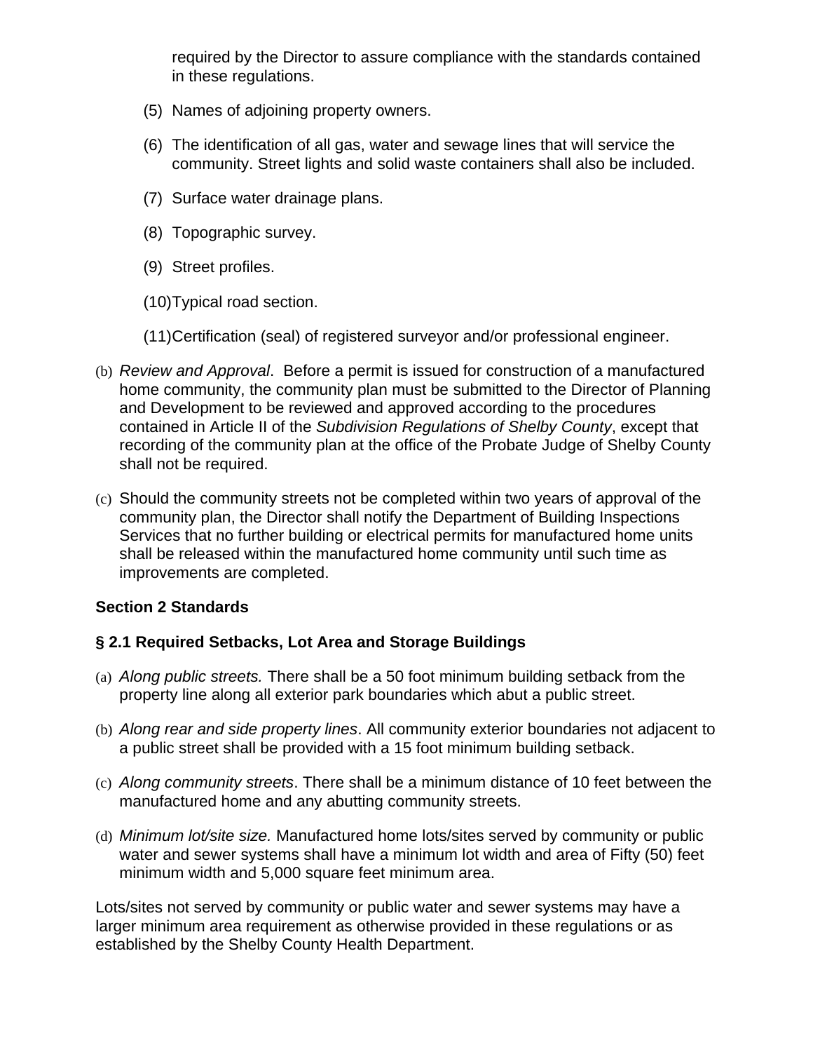required by the Director to assure compliance with the standards contained in these regulations.

(5) Names of adjoining property owners.

(6) The identification of all gas, water and sewage lines that will service the community. Street lights and solid waste containers shall also be included.

(7) Surface water drainage plans.

(8) Topographic survey.

(9) Street profiles.

(10) Typical road section.

(11) Certification (seal) of registered surveyor and/or professional engineer.

(b) *Review and Approval*. Before a permit is issued for construction of a manufactured home community, the community plan must be submitted to the Director of Planning and Development to be reviewed and approved according to the procedures contained in Article II of the *Subdivision Regulations of Shelby County*, except that recording of the community plan at the office of the Probate Judge of Shelby County shall not be required.

(c) Should the community streets not be completed within two years of approval of the community plan, the Director shall notify the Department of Building Inspections Services that no further building or electrical permits for manufactured home units shall be released within the manufactured home community until such time as improvements are completed.

**Section 2 Standards**

**§ 2.1 Required Setbacks, Lot Area and Storage Buildings**

(a) *Along public streets.* There shall be a 50 foot minimum building setback from the property line along all exterior park boundaries which abut a public street.

(b) *Along rear and side property lines*. All community exterior boundaries not adjacent to a public street shall be provided with a 15 foot minimum building setback.

(c) *Along community streets*. There shall be a minimum distance of 10 feet between the manufactured home and any abutting community streets.

(d) *Minimum lot/site size.* Manufactured home lots/sites served by community or public water and sewer systems shall have a minimum lot width and area of Fifty (50) feet minimum width and 5,000 square feet minimum area.

Lots/sites not served by community or public water and sewer systems may have a larger minimum area requirement as otherwise provided in these regulations or as established by the Shelby County Health Department.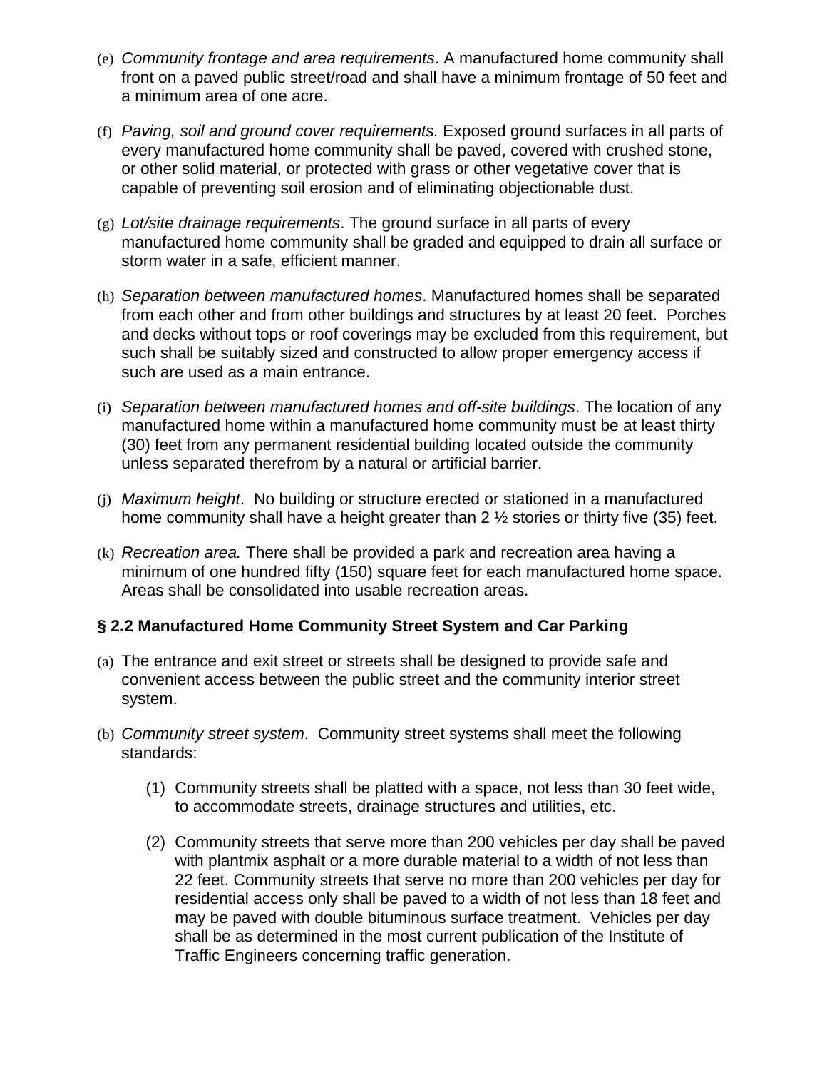(e) *Community frontage and area requirements*. A manufactured home community shall front on a paved public street/road and shall have a minimum frontage of 50 feet and a minimum area of one acre.

(f) *Paving, soil and ground cover requirements.* Exposed ground surfaces in all parts of every manufactured home community shall be paved, covered with crushed stone, or other solid material, or protected with grass or other vegetative cover that is capable of preventing soil erosion and of eliminating objectionable dust.

(g) *Lot/site drainage requirements*. The ground surface in all parts of every manufactured home community shall be graded and equipped to drain all surface or storm water in a safe, efficient manner.

(h) *Separation between manufactured homes*. Manufactured homes shall be separated from each other and from other buildings and structures by at least 20 feet. Porches and decks without tops or roof coverings may be excluded from this requirement, but such shall be suitably sized and constructed to allow proper emergency access if such are used as a main entrance.

(i) *Separation between manufactured homes and off-site buildings*. The location of any manufactured home within a manufactured home community must be at least thirty (30) feet from any permanent residential building located outside the community unless separated therefrom by a natural or artificial barrier.

(j) *Maximum height*. No building or structure erected or stationed in a manufactured home community shall have a height greater than 2 ½ stories or thirty five (35) feet.

(k) *Recreation area.* There shall be provided a park and recreation area having a minimum of one hundred fifty (150) square feet for each manufactured home space. Areas shall be consolidated into usable recreation areas.

## § 2.2 Manufactured Home Community Street System and Car Parking

(a) The entrance and exit street or streets shall be designed to provide safe and convenient access between the public street and the community interior street system.

(b) *Community street system*. Community street systems shall meet the following standards:

   (1) Community streets shall be platted with a space, not less than 30 feet wide, to accommodate streets, drainage structures and utilities, etc.

   (2) Community streets that serve more than 200 vehicles per day shall be paved with plantmix asphalt or a more durable material to a width of not less than 22 feet. Community streets that serve no more than 200 vehicles per day for residential access only shall be paved to a width of not less than 18 feet and may be paved with double bituminous surface treatment. Vehicles per day shall be as determined in the most current publication of the Institute of Traffic Engineers concerning traffic generation.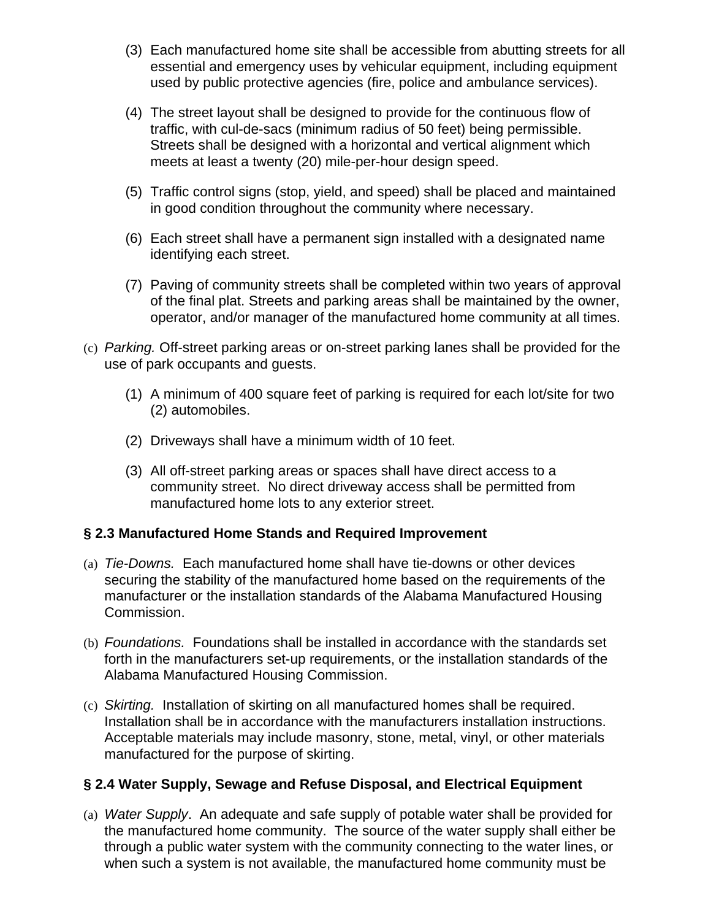(3) Each manufactured home site shall be accessible from abutting streets for all essential and emergency uses by vehicular equipment, including equipment used by public protective agencies (fire, police and ambulance services).

(4) The street layout shall be designed to provide for the continuous flow of traffic, with cul-de-sacs (minimum radius of 50 feet) being permissible. Streets shall be designed with a horizontal and vertical alignment which meets at least a twenty (20) mile-per-hour design speed.

(5) Traffic control signs (stop, yield, and speed) shall be placed and maintained in good condition throughout the community where necessary.

(6) Each street shall have a permanent sign installed with a designated name identifying each street.

(7) Paving of community streets shall be completed within two years of approval of the final plat. Streets and parking areas shall be maintained by the owner, operator, and/or manager of the manufactured home community at all times.

(c) *Parking.* Off-street parking areas or on-street parking lanes shall be provided for the use of park occupants and guests.

(1) A minimum of 400 square feet of parking is required for each lot/site for two (2) automobiles.

(2) Driveways shall have a minimum width of 10 feet.

(3) All off-street parking areas or spaces shall have direct access to a community street. No direct driveway access shall be permitted from manufactured home lots to any exterior street.

**§ 2.3 Manufactured Home Stands and Required Improvement**

(a) *Tie-Downs.* Each manufactured home shall have tie-downs or other devices securing the stability of the manufactured home based on the requirements of the manufacturer or the installation standards of the Alabama Manufactured Housing Commission.

(b) *Foundations.* Foundations shall be installed in accordance with the standards set forth in the manufacturers set-up requirements, or the installation standards of the Alabama Manufactured Housing Commission.

(c) *Skirting.* Installation of skirting on all manufactured homes shall be required. Installation shall be in accordance with the manufacturers installation instructions. Acceptable materials may include masonry, stone, metal, vinyl, or other materials manufactured for the purpose of skirting.

**§ 2.4 Water Supply, Sewage and Refuse Disposal, and Electrical Equipment**

(a) *Water Supply*. An adequate and safe supply of potable water shall be provided for the manufactured home community. The source of the water supply shall either be through a public water system with the community connecting to the water lines, or when such a system is not available, the manufactured home community must be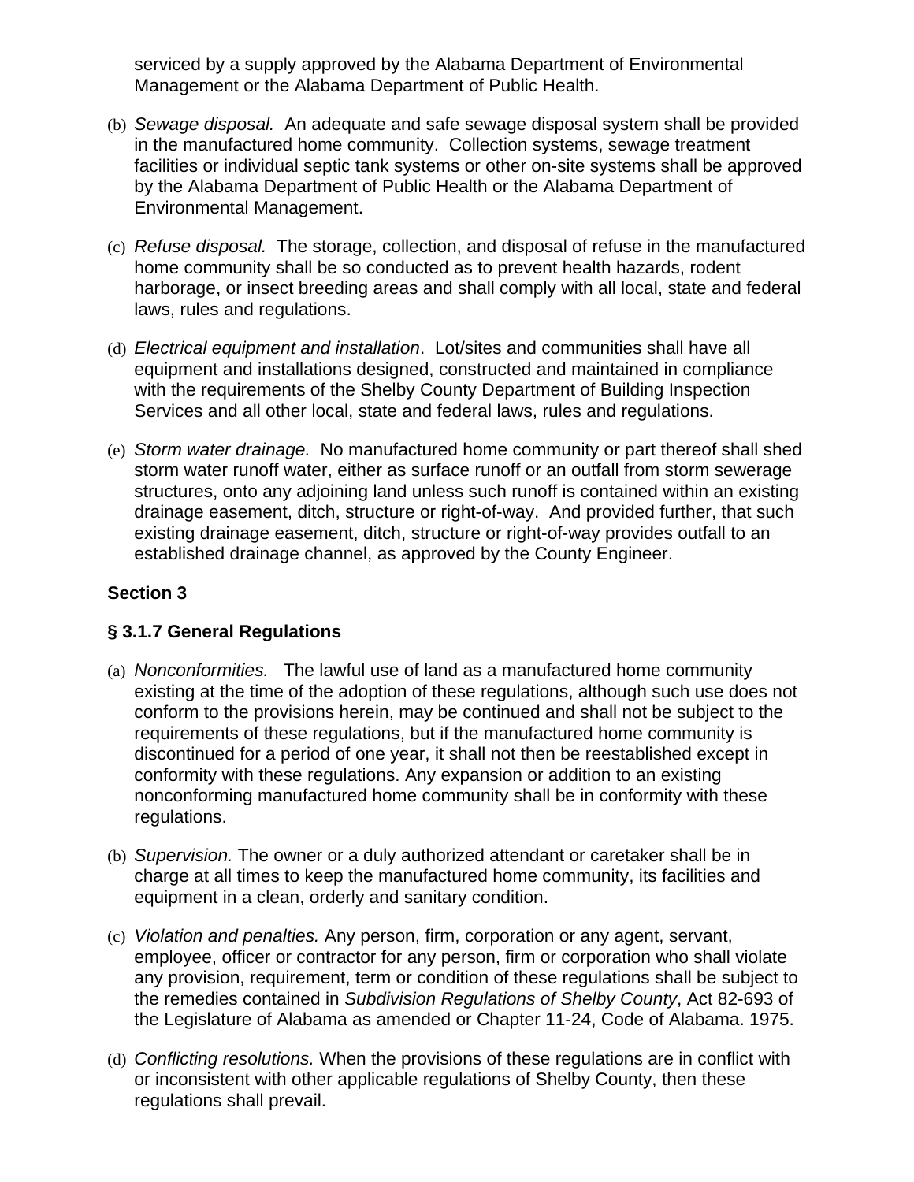serviced by a supply approved by the Alabama Department of Environmental Management or the Alabama Department of Public Health.

(b) *Sewage disposal.* An adequate and safe sewage disposal system shall be provided in the manufactured home community. Collection systems, sewage treatment facilities or individual septic tank systems or other on-site systems shall be approved by the Alabama Department of Public Health or the Alabama Department of Environmental Management.

(c) *Refuse disposal.* The storage, collection, and disposal of refuse in the manufactured home community shall be so conducted as to prevent health hazards, rodent harborage, or insect breeding areas and shall comply with all local, state and federal laws, rules and regulations.

(d) *Electrical equipment and installation*. Lot/sites and communities shall have all equipment and installations designed, constructed and maintained in compliance with the requirements of the Shelby County Department of Building Inspection Services and all other local, state and federal laws, rules and regulations.

(e) *Storm water drainage.* No manufactured home community or part thereof shall shed storm water runoff water, either as surface runoff or an outfall from storm sewerage structures, onto any adjoining land unless such runoff is contained within an existing drainage easement, ditch, structure or right-of-way. And provided further, that such existing drainage easement, ditch, structure or right-of-way provides outfall to an established drainage channel, as approved by the County Engineer.

**Section 3**

**§ 3.1.7 General Regulations**

(a) *Nonconformities.* The lawful use of land as a manufactured home community existing at the time of the adoption of these regulations, although such use does not conform to the provisions herein, may be continued and shall not be subject to the requirements of these regulations, but if the manufactured home community is discontinued for a period of one year, it shall not then be reestablished except in conformity with these regulations. Any expansion or addition to an existing nonconforming manufactured home community shall be in conformity with these regulations.

(b) *Supervision.* The owner or a duly authorized attendant or caretaker shall be in charge at all times to keep the manufactured home community, its facilities and equipment in a clean, orderly and sanitary condition.

(c) *Violation and penalties.* Any person, firm, corporation or any agent, servant, employee, officer or contractor for any person, firm or corporation who shall violate any provision, requirement, term or condition of these regulations shall be subject to the remedies contained in *Subdivision Regulations of Shelby County*, Act 82-693 of the Legislature of Alabama as amended or Chapter 11-24, Code of Alabama. 1975.

(d) *Conflicting resolutions.* When the provisions of these regulations are in conflict with or inconsistent with other applicable regulations of Shelby County, then these regulations shall prevail.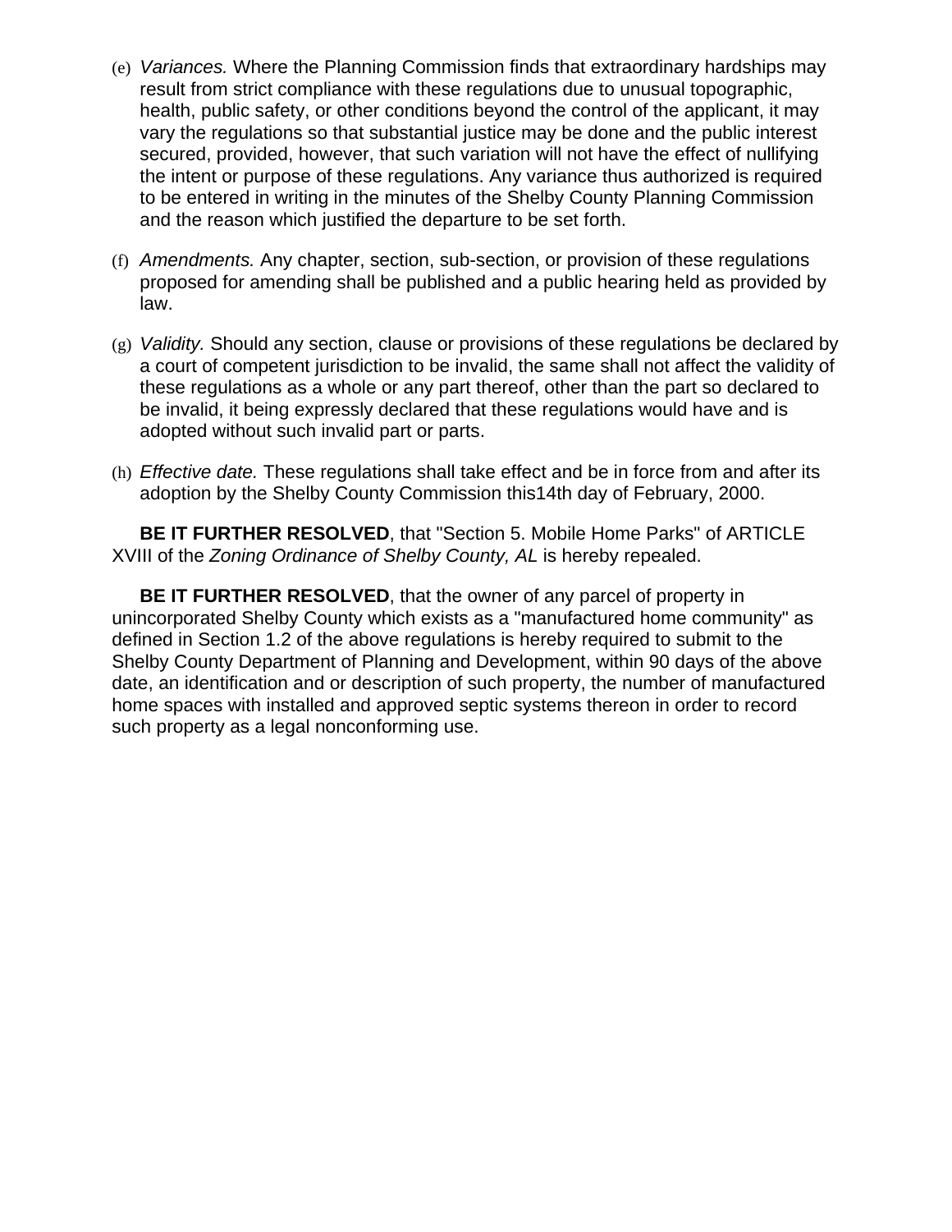(e) *Variances.* Where the Planning Commission finds that extraordinary hardships may result from strict compliance with these regulations due to unusual topographic, health, public safety, or other conditions beyond the control of the applicant, it may vary the regulations so that substantial justice may be done and the public interest secured, provided, however, that such variation will not have the effect of nullifying the intent or purpose of these regulations. Any variance thus authorized is required to be entered in writing in the minutes of the Shelby County Planning Commission and the reason which justified the departure to be set forth.

(f) *Amendments.* Any chapter, section, sub-section, or provision of these regulations proposed for amending shall be published and a public hearing held as provided by law.

(g) *Validity.* Should any section, clause or provisions of these regulations be declared by a court of competent jurisdiction to be invalid, the same shall not affect the validity of these regulations as a whole or any part thereof, other than the part so declared to be invalid, it being expressly declared that these regulations would have and is adopted without such invalid part or parts.

(h) *Effective date.* These regulations shall take effect and be in force from and after its adoption by the Shelby County Commission this14th day of February, 2000.

**BE IT FURTHER RESOLVED**, that "Section 5. Mobile Home Parks" of ARTICLE XVIII of the *Zoning Ordinance of Shelby County, AL* is hereby repealed.

**BE IT FURTHER RESOLVED**, that the owner of any parcel of property in unincorporated Shelby County which exists as a "manufactured home community" as defined in Section 1.2 of the above regulations is hereby required to submit to the Shelby County Department of Planning and Development, within 90 days of the above date, an identification and or description of such property, the number of manufactured home spaces with installed and approved septic systems thereon in order to record such property as a legal nonconforming use.